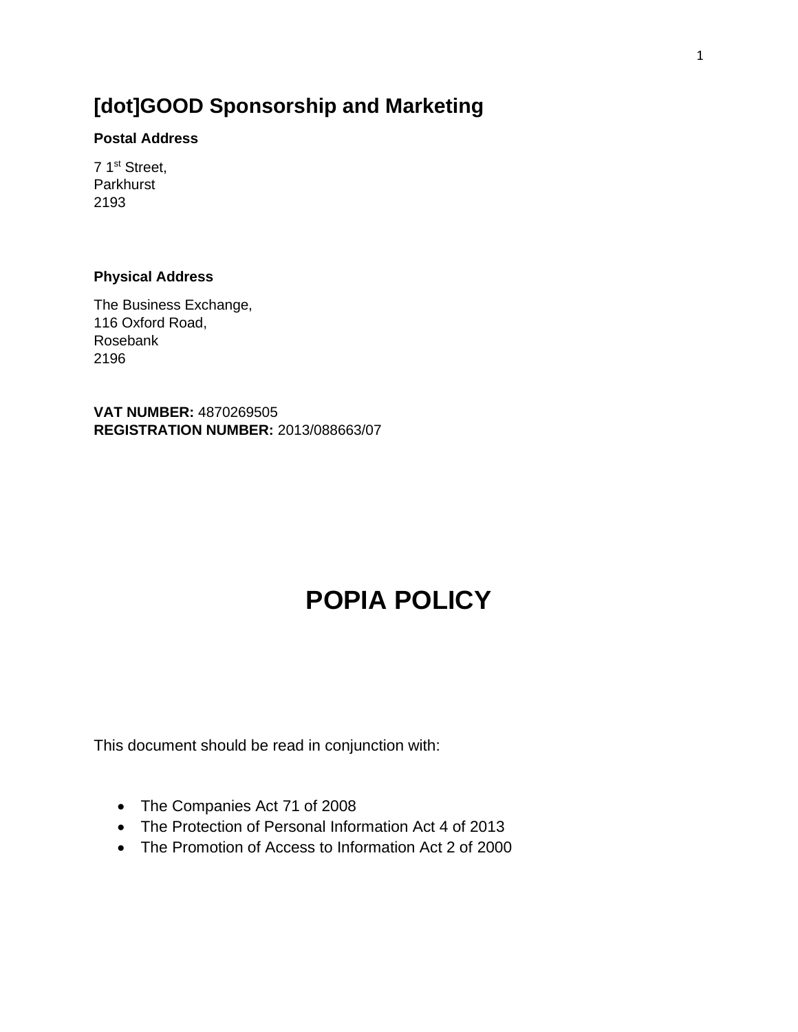# [dot]GOOD Sponsorship and Marketing

**Postal Address**

7 1st Street,
Parkhurst
2193

**Physical Address**

The Business Exchange,
116 Oxford Road,
Rosebank
2196

**VAT NUMBER:** 4870269505
**REGISTRATION NUMBER:** 2013/088663/07

# POPIA POLICY

This document should be read in conjunction with:

- The Companies Act 71 of 2008
- The Protection of Personal Information Act 4 of 2013
- The Promotion of Access to Information Act 2 of 2000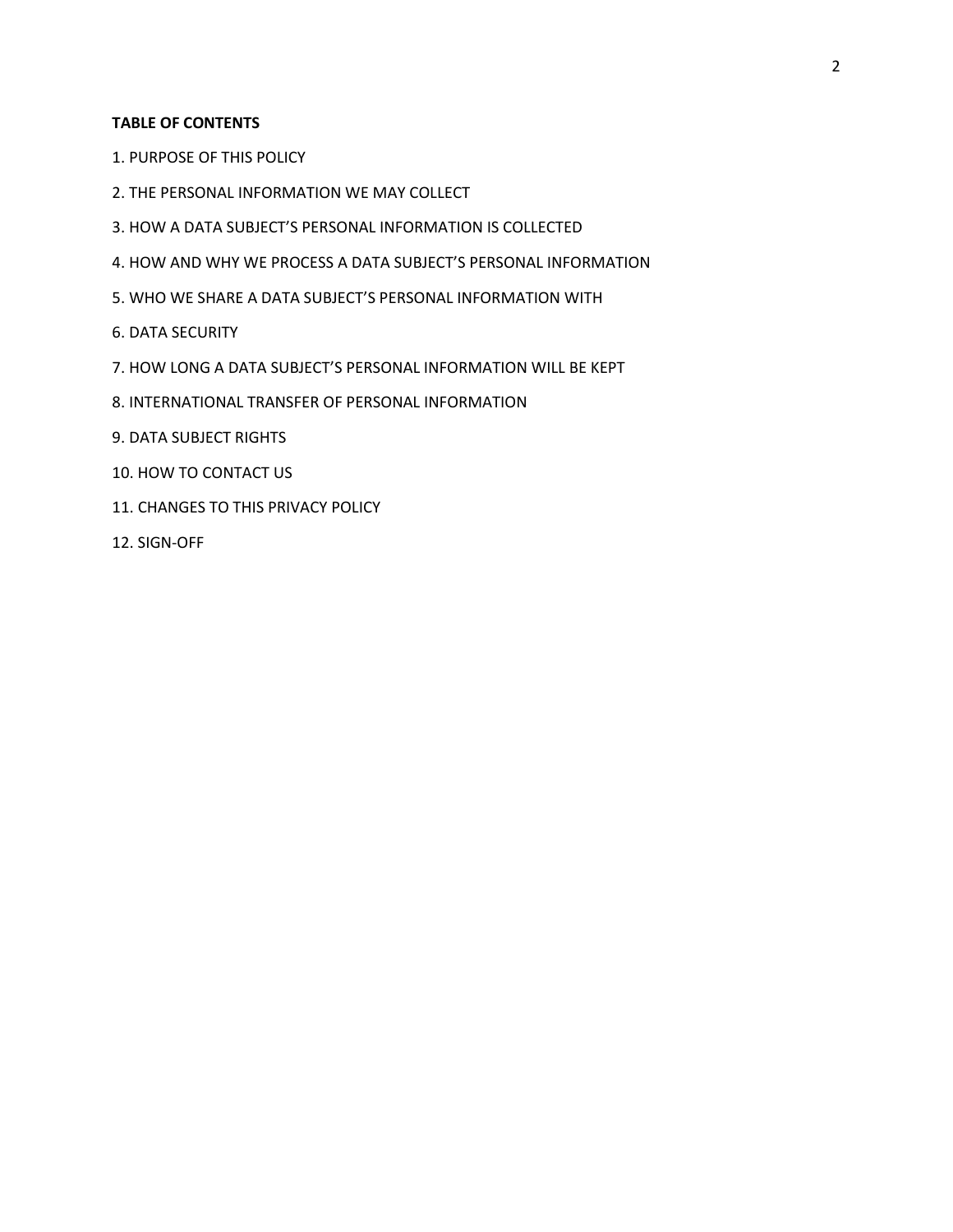**TABLE OF CONTENTS**

1. PURPOSE OF THIS POLICY

2. THE PERSONAL INFORMATION WE MAY COLLECT

3. HOW A DATA SUBJECT'S PERSONAL INFORMATION IS COLLECTED

4. HOW AND WHY WE PROCESS A DATA SUBJECT'S PERSONAL INFORMATION

5. WHO WE SHARE A DATA SUBJECT'S PERSONAL INFORMATION WITH

6. DATA SECURITY

7. HOW LONG A DATA SUBJECT'S PERSONAL INFORMATION WILL BE KEPT

8. INTERNATIONAL TRANSFER OF PERSONAL INFORMATION

9. DATA SUBJECT RIGHTS

10. HOW TO CONTACT US

11. CHANGES TO THIS PRIVACY POLICY

12. SIGN-OFF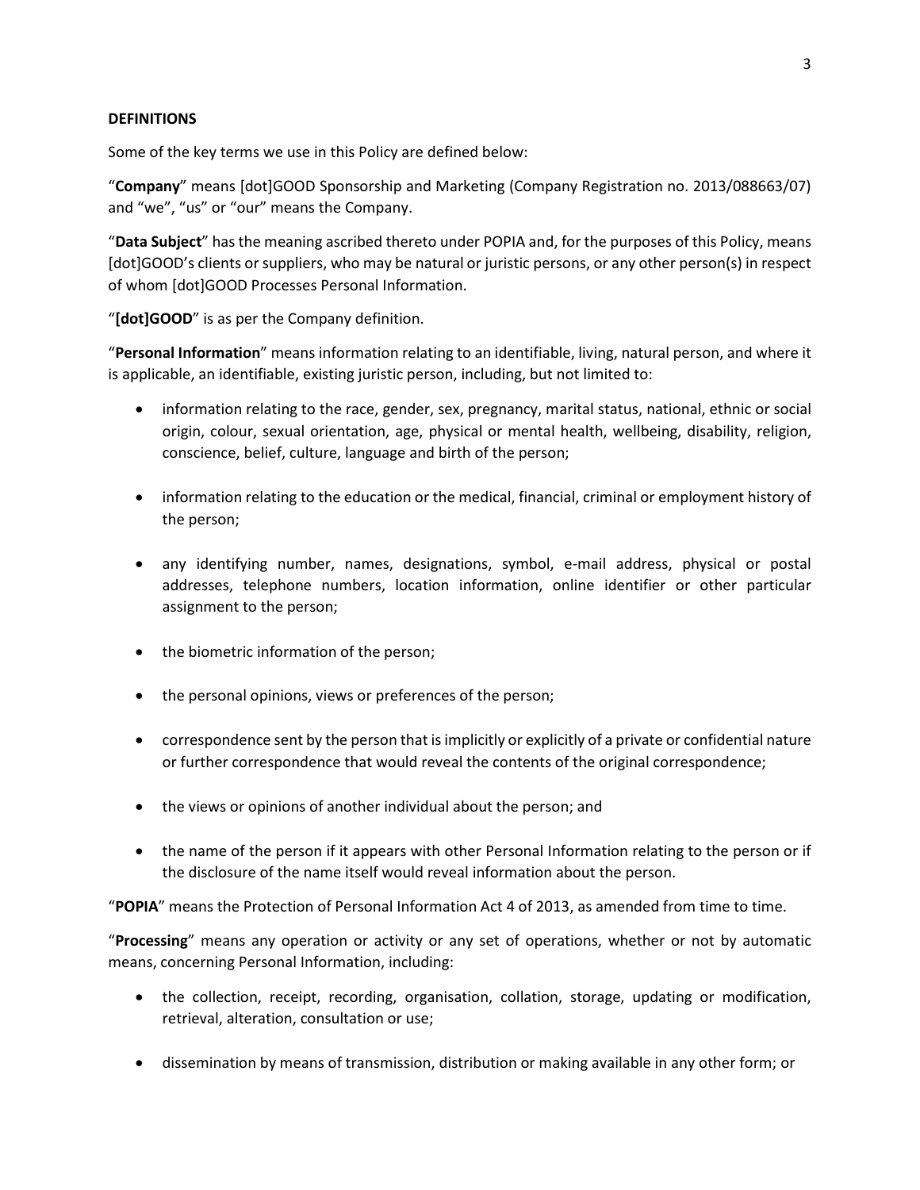**DEFINITIONS**

Some of the key terms we use in this Policy are defined below:

"**Company**" means [dot]GOOD Sponsorship and Marketing (Company Registration no. 2013/088663/07) and "we", "us" or "our" means the Company.

"**Data Subject**" has the meaning ascribed thereto under POPIA and, for the purposes of this Policy, means [dot]GOOD's clients or suppliers, who may be natural or juristic persons, or any other person(s) in respect of whom [dot]GOOD Processes Personal Information.

"**[dot]GOOD**" is as per the Company definition.

"**Personal Information**" means information relating to an identifiable, living, natural person, and where it is applicable, an identifiable, existing juristic person, including, but not limited to:

- information relating to the race, gender, sex, pregnancy, marital status, national, ethnic or social origin, colour, sexual orientation, age, physical or mental health, wellbeing, disability, religion, conscience, belief, culture, language and birth of the person;
- information relating to the education or the medical, financial, criminal or employment history of the person;
- any identifying number, names, designations, symbol, e-mail address, physical or postal addresses, telephone numbers, location information, online identifier or other particular assignment to the person;
- the biometric information of the person;
- the personal opinions, views or preferences of the person;
- correspondence sent by the person that is implicitly or explicitly of a private or confidential nature or further correspondence that would reveal the contents of the original correspondence;
- the views or opinions of another individual about the person; and
- the name of the person if it appears with other Personal Information relating to the person or if the disclosure of the name itself would reveal information about the person.

"**POPIA**" means the Protection of Personal Information Act 4 of 2013, as amended from time to time.

"**Processing**" means any operation or activity or any set of operations, whether or not by automatic means, concerning Personal Information, including:

- the collection, receipt, recording, organisation, collation, storage, updating or modification, retrieval, alteration, consultation or use;
- dissemination by means of transmission, distribution or making available in any other form; or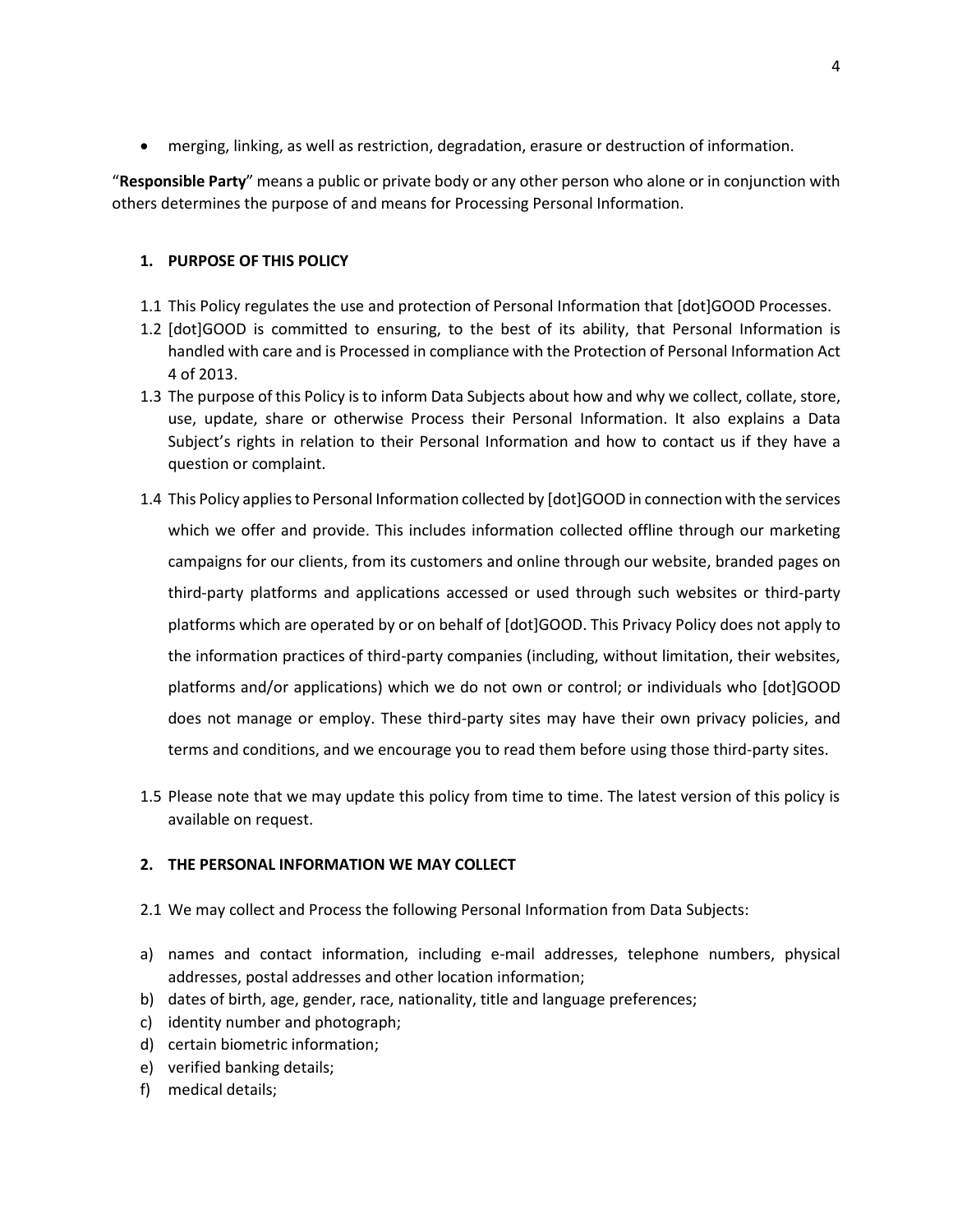- merging, linking, as well as restriction, degradation, erasure or destruction of information.

"**Responsible Party**" means a public or private body or any other person who alone or in conjunction with others determines the purpose of and means for Processing Personal Information.

## 1. PURPOSE OF THIS POLICY

1.1 This Policy regulates the use and protection of Personal Information that [dot]GOOD Processes.

1.2 [dot]GOOD is committed to ensuring, to the best of its ability, that Personal Information is handled with care and is Processed in compliance with the Protection of Personal Information Act 4 of 2013.

1.3 The purpose of this Policy is to inform Data Subjects about how and why we collect, collate, store, use, update, share or otherwise Process their Personal Information. It also explains a Data Subject's rights in relation to their Personal Information and how to contact us if they have a question or complaint.

1.4 This Policy applies to Personal Information collected by [dot]GOOD in connection with the services which we offer and provide. This includes information collected offline through our marketing campaigns for our clients, from its customers and online through our website, branded pages on third-party platforms and applications accessed or used through such websites or third-party platforms which are operated by or on behalf of [dot]GOOD. This Privacy Policy does not apply to the information practices of third-party companies (including, without limitation, their websites, platforms and/or applications) which we do not own or control; or individuals who [dot]GOOD does not manage or employ. These third-party sites may have their own privacy policies, and terms and conditions, and we encourage you to read them before using those third-party sites.

1.5 Please note that we may update this policy from time to time. The latest version of this policy is available on request.

## 2. THE PERSONAL INFORMATION WE MAY COLLECT

2.1 We may collect and Process the following Personal Information from Data Subjects:

a) names and contact information, including e-mail addresses, telephone numbers, physical addresses, postal addresses and other location information;
b) dates of birth, age, gender, race, nationality, title and language preferences;
c) identity number and photograph;
d) certain biometric information;
e) verified banking details;
f) medical details;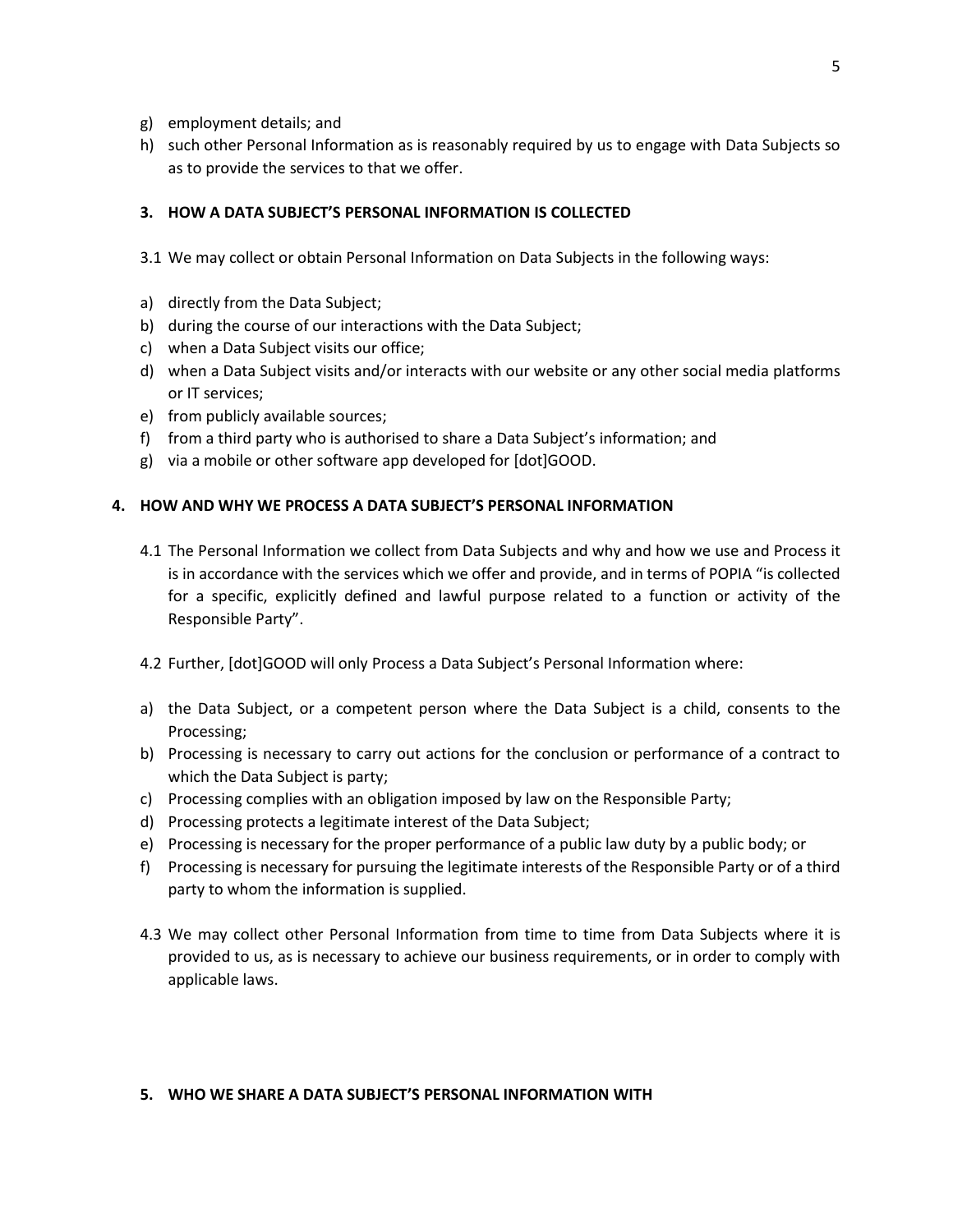g) employment details; and
h) such other Personal Information as is reasonably required by us to engage with Data Subjects so as to provide the services to that we offer.

## 3. HOW A DATA SUBJECT'S PERSONAL INFORMATION IS COLLECTED

3.1 We may collect or obtain Personal Information on Data Subjects in the following ways:

a) directly from the Data Subject;
b) during the course of our interactions with the Data Subject;
c) when a Data Subject visits our office;
d) when a Data Subject visits and/or interacts with our website or any other social media platforms or IT services;
e) from publicly available sources;
f) from a third party who is authorised to share a Data Subject's information; and
g) via a mobile or other software app developed for [dot]GOOD.

## 4. HOW AND WHY WE PROCESS A DATA SUBJECT'S PERSONAL INFORMATION

4.1 The Personal Information we collect from Data Subjects and why and how we use and Process it is in accordance with the services which we offer and provide, and in terms of POPIA "is collected for a specific, explicitly defined and lawful purpose related to a function or activity of the Responsible Party".

4.2 Further, [dot]GOOD will only Process a Data Subject's Personal Information where:

a) the Data Subject, or a competent person where the Data Subject is a child, consents to the Processing;
b) Processing is necessary to carry out actions for the conclusion or performance of a contract to which the Data Subject is party;
c) Processing complies with an obligation imposed by law on the Responsible Party;
d) Processing protects a legitimate interest of the Data Subject;
e) Processing is necessary for the proper performance of a public law duty by a public body; or
f) Processing is necessary for pursuing the legitimate interests of the Responsible Party or of a third party to whom the information is supplied.

4.3 We may collect other Personal Information from time to time from Data Subjects where it is provided to us, as is necessary to achieve our business requirements, or in order to comply with applicable laws.

## 5. WHO WE SHARE A DATA SUBJECT'S PERSONAL INFORMATION WITH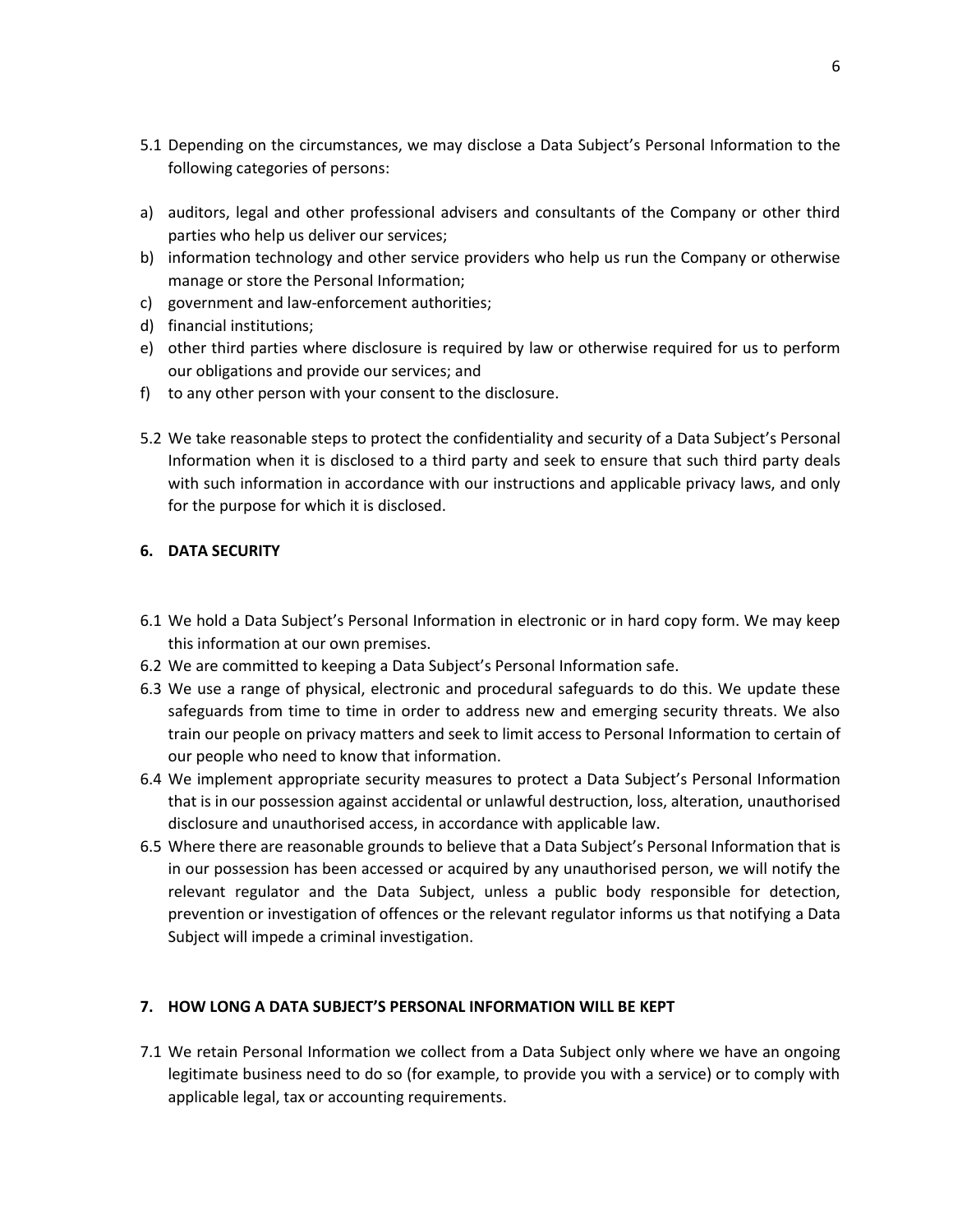5.1 Depending on the circumstances, we may disclose a Data Subject's Personal Information to the following categories of persons:

a) auditors, legal and other professional advisers and consultants of the Company or other third parties who help us deliver our services;
b) information technology and other service providers who help us run the Company or otherwise manage or store the Personal Information;
c) government and law-enforcement authorities;
d) financial institutions;
e) other third parties where disclosure is required by law or otherwise required for us to perform our obligations and provide our services; and
f) to any other person with your consent to the disclosure.

5.2 We take reasonable steps to protect the confidentiality and security of a Data Subject's Personal Information when it is disclosed to a third party and seek to ensure that such third party deals with such information in accordance with our instructions and applicable privacy laws, and only for the purpose for which it is disclosed.

## 6. DATA SECURITY

6.1 We hold a Data Subject's Personal Information in electronic or in hard copy form. We may keep this information at our own premises.

6.2 We are committed to keeping a Data Subject's Personal Information safe.

6.3 We use a range of physical, electronic and procedural safeguards to do this. We update these safeguards from time to time in order to address new and emerging security threats. We also train our people on privacy matters and seek to limit access to Personal Information to certain of our people who need to know that information.

6.4 We implement appropriate security measures to protect a Data Subject's Personal Information that is in our possession against accidental or unlawful destruction, loss, alteration, unauthorised disclosure and unauthorised access, in accordance with applicable law.

6.5 Where there are reasonable grounds to believe that a Data Subject's Personal Information that is in our possession has been accessed or acquired by any unauthorised person, we will notify the relevant regulator and the Data Subject, unless a public body responsible for detection, prevention or investigation of offences or the relevant regulator informs us that notifying a Data Subject will impede a criminal investigation.

## 7. HOW LONG A DATA SUBJECT'S PERSONAL INFORMATION WILL BE KEPT

7.1 We retain Personal Information we collect from a Data Subject only where we have an ongoing legitimate business need to do so (for example, to provide you with a service) or to comply with applicable legal, tax or accounting requirements.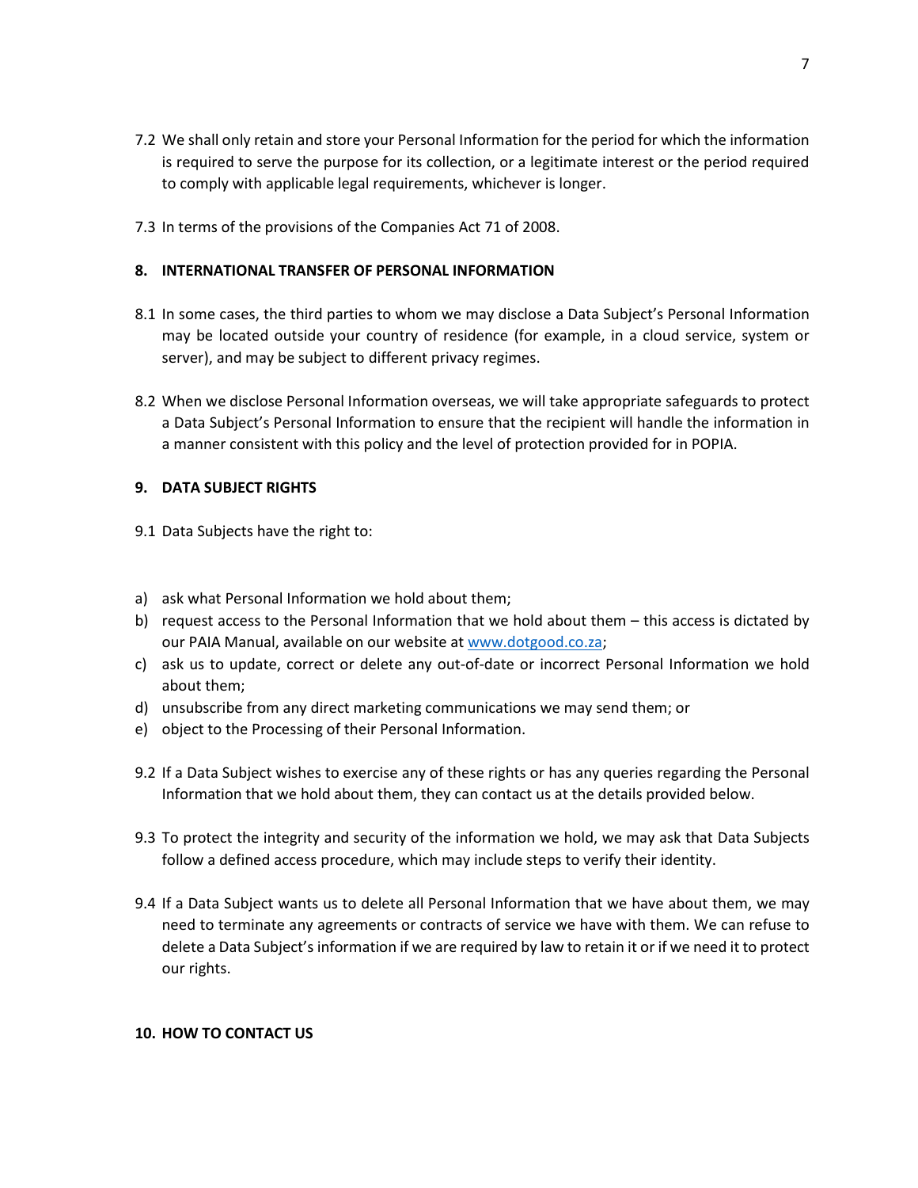7.2 We shall only retain and store your Personal Information for the period for which the information is required to serve the purpose for its collection, or a legitimate interest or the period required to comply with applicable legal requirements, whichever is longer.

7.3 In terms of the provisions of the Companies Act 71 of 2008.

## 8. INTERNATIONAL TRANSFER OF PERSONAL INFORMATION

8.1 In some cases, the third parties to whom we may disclose a Data Subject's Personal Information may be located outside your country of residence (for example, in a cloud service, system or server), and may be subject to different privacy regimes.

8.2 When we disclose Personal Information overseas, we will take appropriate safeguards to protect a Data Subject's Personal Information to ensure that the recipient will handle the information in a manner consistent with this policy and the level of protection provided for in POPIA.

## 9. DATA SUBJECT RIGHTS

9.1 Data Subjects have the right to:

a) ask what Personal Information we hold about them;
b) request access to the Personal Information that we hold about them – this access is dictated by our PAIA Manual, available on our website at [www.dotgood.co.za](http://www.dotgood.co.za);
c) ask us to update, correct or delete any out-of-date or incorrect Personal Information we hold about them;
d) unsubscribe from any direct marketing communications we may send them; or
e) object to the Processing of their Personal Information.

9.2 If a Data Subject wishes to exercise any of these rights or has any queries regarding the Personal Information that we hold about them, they can contact us at the details provided below.

9.3 To protect the integrity and security of the information we hold, we may ask that Data Subjects follow a defined access procedure, which may include steps to verify their identity.

9.4 If a Data Subject wants us to delete all Personal Information that we have about them, we may need to terminate any agreements or contracts of service we have with them. We can refuse to delete a Data Subject's information if we are required by law to retain it or if we need it to protect our rights.

## 10. HOW TO CONTACT US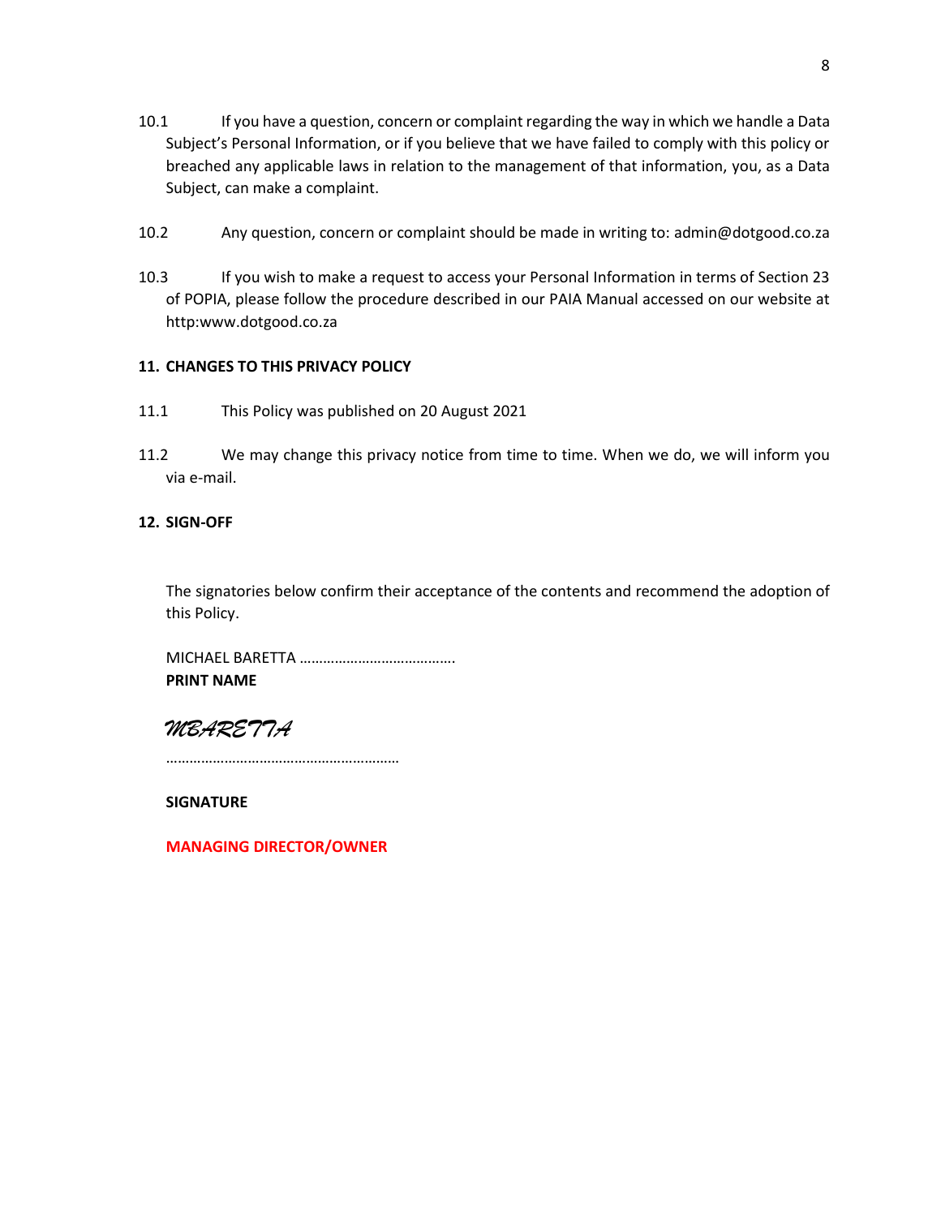10.1 If you have a question, concern or complaint regarding the way in which we handle a Data Subject's Personal Information, or if you believe that we have failed to comply with this policy or breached any applicable laws in relation to the management of that information, you, as a Data Subject, can make a complaint.

10.2 Any question, concern or complaint should be made in writing to: admin@dotgood.co.za

10.3 If you wish to make a request to access your Personal Information in terms of Section 23 of POPIA, please follow the procedure described in our PAIA Manual accessed on our website at http:www.dotgood.co.za

## 11. CHANGES TO THIS PRIVACY POLICY

11.1 This Policy was published on 20 August 2021

11.2 We may change this privacy notice from time to time. When we do, we will inform you via e-mail.

## 12. SIGN-OFF

The signatories below confirm their acceptance of the contents and recommend the adoption of this Policy.

MICHAEL BARETTA …………………………………
**PRINT NAME**

*MBARETTA*
……………………………………………………

**SIGNATURE**

**MANAGING DIRECTOR/OWNER**